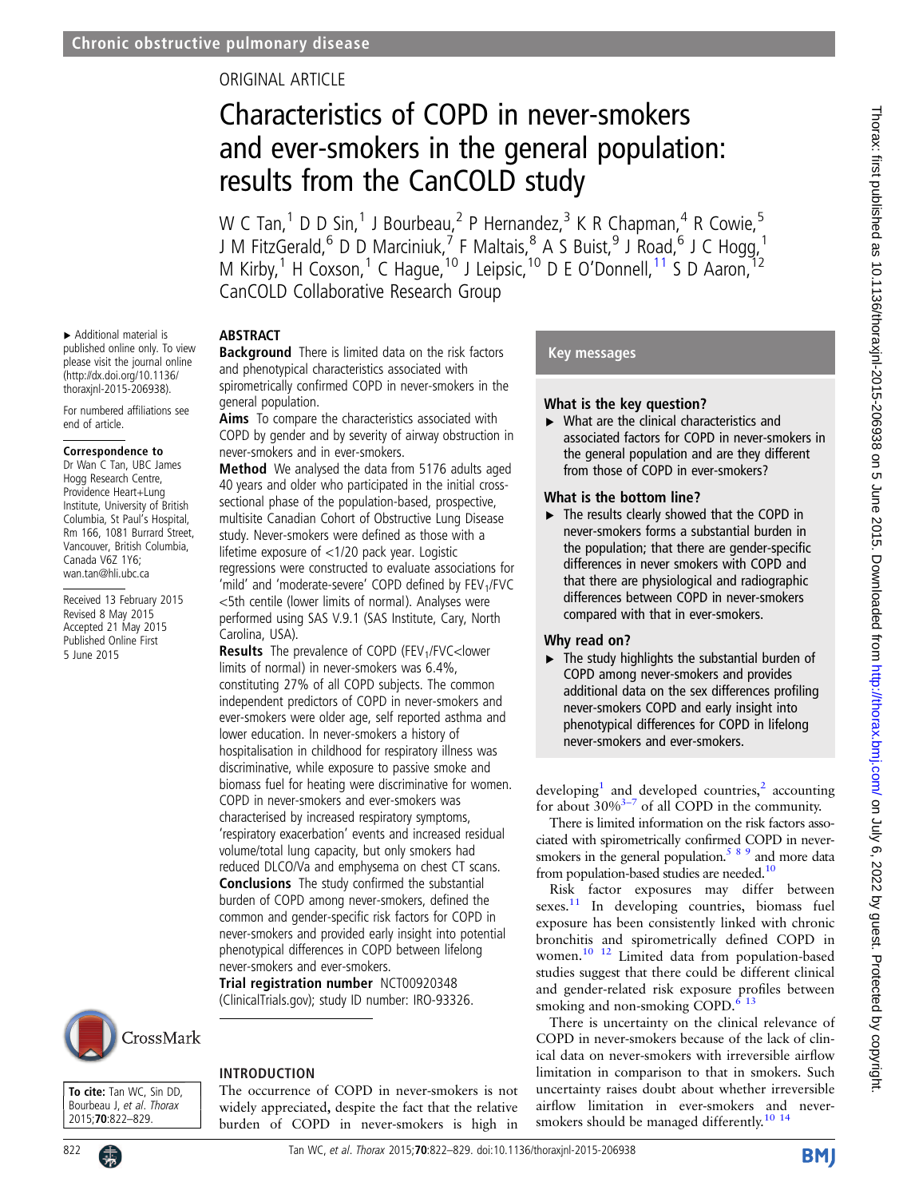Chronic obstructive pulmonary disease

ORIGINAL ARTICLE

# Characteristics of COPD in never-smokers and ever-smokers in the general population: results from the CanCOLD study

W C Tan,[1] D D Sin,[1] J Bourbeau,[2] P Hernandez,[3] K R Chapman,[4] R Cowie,[5] J M FitzGerald,[6] D D Marciniuk,[7] F Maltais,[8] A S Buist,[9] J Road,[6] J C Hogg,[1] M Kirby,[1] H Coxson,[1] C Hague,[10] J Leipsic,[10] D E O'Donnell,[11] S D Aaron,[12] CanCOLD Collaborative Research Group

▸ Additional material is published online only. To view please visit the journal online (http://dx.doi.org/10.1136/thoraxjnl-2015-206938).

For numbered affiliations see end of article.

**Correspondence to**
Dr Wan C Tan, UBC James Hogg Research Centre, Providence Heart+Lung Institute, University of British Columbia, St Paul's Hospital, Rm 166, 1081 Burrard Street, Vancouver, British Columbia, Canada V6Z 1Y6; wan.tan@hli.ubc.ca

Received 13 February 2015
Revised 8 May 2015
Accepted 21 May 2015
Published Online First 5 June 2015

## ABSTRACT

**Background** There is limited data on the risk factors and phenotypical characteristics associated with spirometrically confirmed COPD in never-smokers in the general population.

**Aims** To compare the characteristics associated with COPD by gender and by severity of airway obstruction in never-smokers and in ever-smokers.

**Method** We analysed the data from 5176 adults aged 40 years and older who participated in the initial cross-sectional phase of the population-based, prospective, multisite Canadian Cohort of Obstructive Lung Disease study. Never-smokers were defined as those with a lifetime exposure of <1/20 pack year. Logistic regressions were constructed to evaluate associations for 'mild' and 'moderate-severe' COPD defined by $FEV_1$/FVC <5th centile (lower limits of normal). Analyses were performed using SAS V.9.1 (SAS Institute, Cary, North Carolina, USA).

**Results** The prevalence of COPD ($FEV_1$/FVC<lower limits of normal) in never-smokers was 6.4%, constituting 27% of all COPD subjects. The common independent predictors of COPD in never-smokers and ever-smokers were older age, self reported asthma and lower education. In never-smokers a history of hospitalisation in childhood for respiratory illness was discriminative, while exposure to passive smoke and biomass fuel for heating were discriminative for women. COPD in never-smokers and ever-smokers was characterised by increased respiratory symptoms, 'respiratory exacerbation' events and increased residual volume/total lung capacity, but only smokers had reduced DLCO/Va and emphysema on chest CT scans.

**Conclusions** The study confirmed the substantial burden of COPD among never-smokers, defined the common and gender-specific risk factors for COPD in never-smokers and provided early insight into potential phenotypical differences in COPD between lifelong never-smokers and ever-smokers.

**Trial registration number** NCT00920348 (ClinicalTrials.gov); study ID number: IRO-93326.

## Key messages

### What is the key question?

▸ What are the clinical characteristics and associated factors for COPD in never-smokers in the general population and are they different from those of COPD in ever-smokers?

### What is the bottom line?

▸ The results clearly showed that the COPD in never-smokers forms a substantial burden in the population; that there are gender-specific differences in never smokers with COPD and that there are physiological and radiographic differences between COPD in never-smokers compared with that in ever-smokers.

### Why read on?

▸ The study highlights the substantial burden of COPD among never-smokers and provides additional data on the sex differences profiling never-smokers COPD and early insight into phenotypical differences for COPD in lifelong never-smokers and ever-smokers.

To cite: Tan WC, Sin DD, Bourbeau J, et al. Thorax 2015;70:822–829.

## INTRODUCTION

The occurrence of COPD in never-smokers is not widely appreciated, despite the fact that the relative burden of COPD in never-smokers is high in developing[1] and developed countries,[2] accounting for about 30%[3–7] of all COPD in the community.

There is limited information on the risk factors associated with spirometrically confirmed COPD in never-smokers in the general population.[5 8 9] and more data from population-based studies are needed.[10]

Risk factor exposures may differ between sexes.[11] In developing countries, biomass fuel exposure has been consistently linked with chronic bronchitis and spirometrically defined COPD in women.[10 12] Limited data from population-based studies suggest that there could be different clinical and gender-related risk exposure profiles between smoking and non-smoking COPD.[6 13]

There is uncertainty on the clinical relevance of COPD in never-smokers because of the lack of clinical data on never-smokers with irreversible airflow limitation in comparison to that in smokers. Such uncertainty raises doubt about whether irreversible airflow limitation in ever-smokers and never-smokers should be managed differently.[10 14]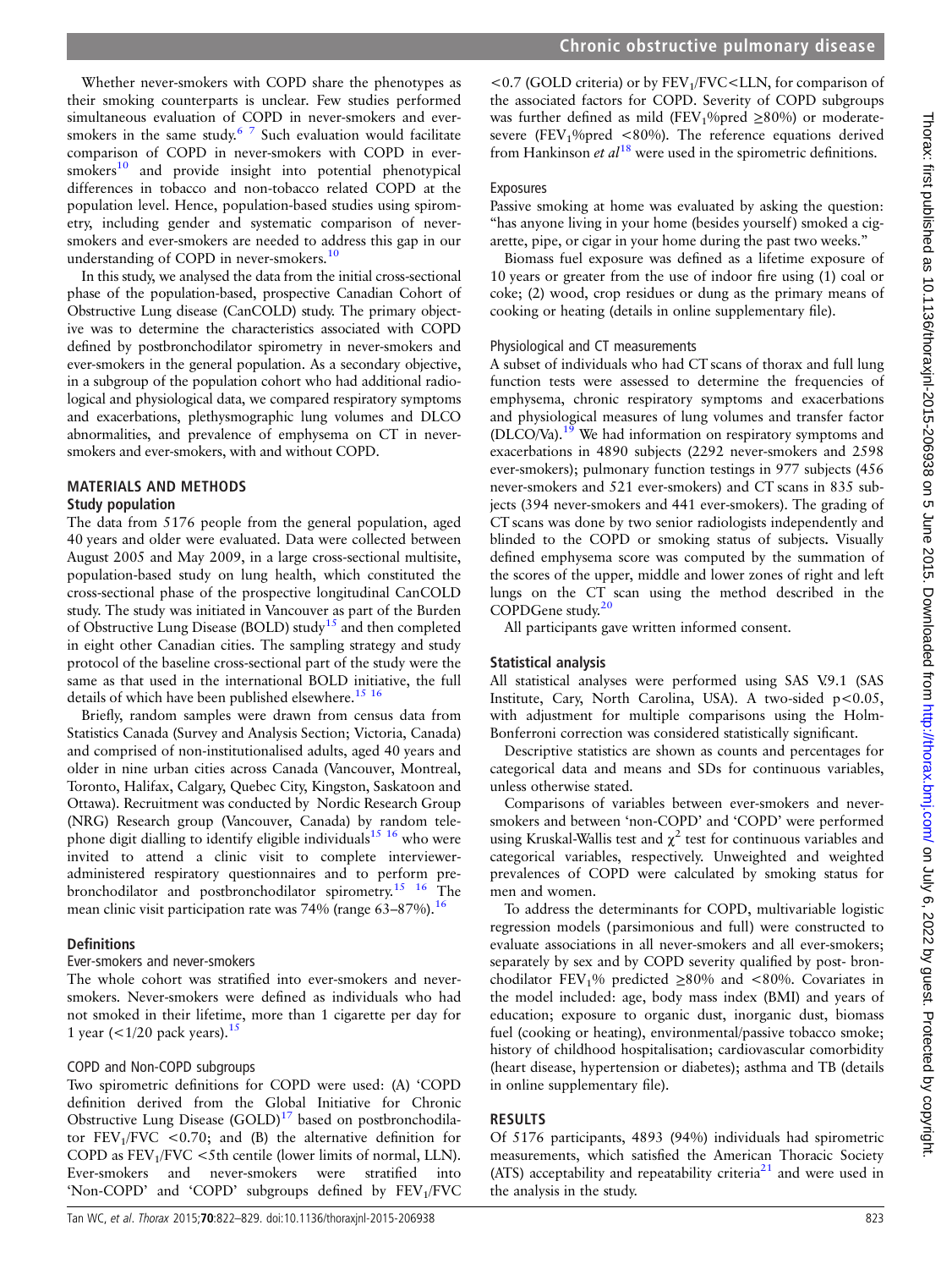Whether never-smokers with COPD share the phenotypes as their smoking counterparts is unclear. Few studies performed simultaneous evaluation of COPD in never-smokers and ever-smokers in the same study.[6 7] Such evaluation would facilitate comparison of COPD in never-smokers with COPD in ever-smokers[10] and provide insight into potential phenotypical differences in tobacco and non-tobacco related COPD at the population level. Hence, population-based studies using spirometry, including gender and systematic comparison of never-smokers and ever-smokers are needed to address this gap in our understanding of COPD in never-smokers.[10]

In this study, we analysed the data from the initial cross-sectional phase of the population-based, prospective Canadian Cohort of Obstructive Lung disease (CanCOLD) study. The primary objective was to determine the characteristics associated with COPD defined by postbronchodilator spirometry in never-smokers and ever-smokers in the general population. As a secondary objective, in a subgroup of the population cohort who had additional radiological and physiological data, we compared respiratory symptoms and exacerbations, plethysmographic lung volumes and DLCO abnormalities, and prevalence of emphysema on CT in never-smokers and ever-smokers, with and without COPD.

## MATERIALS AND METHODS

### Study population

The data from 5176 people from the general population, aged 40 years and older were evaluated. Data were collected between August 2005 and May 2009, in a large cross-sectional multisite, population-based study on lung health, which constituted the cross-sectional phase of the prospective longitudinal CanCOLD study. The study was initiated in Vancouver as part of the Burden of Obstructive Lung Disease (BOLD) study[15] and then completed in eight other Canadian cities. The sampling strategy and study protocol of the baseline cross-sectional part of the study were the same as that used in the international BOLD initiative, the full details of which have been published elsewhere.[15 16]

Briefly, random samples were drawn from census data from Statistics Canada (Survey and Analysis Section; Victoria, Canada) and comprised of non-institutionalised adults, aged 40 years and older in nine urban cities across Canada (Vancouver, Montreal, Toronto, Halifax, Calgary, Quebec City, Kingston, Saskatoon and Ottawa). Recruitment was conducted by Nordic Research Group (NRG) Research group (Vancouver, Canada) by random telephone digit dialling to identify eligible individuals[15 16] who were invited to attend a clinic visit to complete interviewer-administered respiratory questionnaires and to perform prebronchodilator and postbronchodilator spirometry.[15 16] The mean clinic visit participation rate was 74% (range 63–87%).[16]

### Definitions

#### Ever-smokers and never-smokers

The whole cohort was stratified into ever-smokers and never-smokers. Never-smokers were defined as individuals who had not smoked in their lifetime, more than 1 cigarette per day for 1 year (<1/20 pack years).[15]

#### COPD and Non-COPD subgroups

Two spirometric definitions for COPD were used: (A) 'COPD definition derived from the Global Initiative for Chronic Obstructive Lung Disease (GOLD)[17] based on postbronchodilator $FEV_1/FVC$ <0.70; and (B) the alternative definition for COPD as $FEV_1/FVC$ <5th centile (lower limits of normal, LLN). Ever-smokers and never-smokers were stratified into 'Non-COPD' and 'COPD' subgroups defined by $FEV_1/FVC$ <0.7 (GOLD criteria) or by $FEV_1/FVC$<LLN, for comparison of the associated factors for COPD. Severity of COPD subgroups was further defined as mild ($FEV_1$%pred ≥80%) or moderate-severe ($FEV_1$%pred <80%). The reference equations derived from Hankinson *et al*[18] were used in the spirometric definitions.

#### Exposures

Passive smoking at home was evaluated by asking the question: "has anyone living in your home (besides yourself) smoked a cigarette, pipe, or cigar in your home during the past two weeks."

Biomass fuel exposure was defined as a lifetime exposure of 10 years or greater from the use of indoor fire using (1) coal or coke; (2) wood, crop residues or dung as the primary means of cooking or heating (details in online supplementary file).

#### Physiological and CT measurements

A subset of individuals who had CT scans of thorax and full lung function tests were assessed to determine the frequencies of emphysema, chronic respiratory symptoms and exacerbations and physiological measures of lung volumes and transfer factor (DLCO/Va).[19] We had information on respiratory symptoms and exacerbations in 4890 subjects (2292 never-smokers and 2598 ever-smokers); pulmonary function testings in 977 subjects (456 never-smokers and 521 ever-smokers) and CT scans in 835 subjects (394 never-smokers and 441 ever-smokers). The grading of CT scans was done by two senior radiologists independently and blinded to the COPD or smoking status of subjects. Visually defined emphysema score was computed by the summation of the scores of the upper, middle and lower zones of right and left lungs on the CT scan using the method described in the COPDGene study.[20]

All participants gave written informed consent.

### Statistical analysis

All statistical analyses were performed using SAS V.9.1 (SAS Institute, Cary, North Carolina, USA). A two-sided $p<0.05$, with adjustment for multiple comparisons using the Holm-Bonferroni correction was considered statistically significant.

Descriptive statistics are shown as counts and percentages for categorical data and means and SDs for continuous variables, unless otherwise stated.

Comparisons of variables between ever-smokers and never-smokers and between 'non-COPD' and 'COPD' were performed using Kruskal-Wallis test and $\chi^2$ test for continuous variables and categorical variables, respectively. Unweighted and weighted prevalences of COPD were calculated by smoking status for men and women.

To address the determinants for COPD, multivariable logistic regression models (parsimonious and full) were constructed to evaluate associations in all never-smokers and all ever-smokers; separately by sex and by COPD severity qualified by post- bronchodilator $FEV_1$% predicted ≥80% and <80%. Covariates in the model included: age, body mass index (BMI) and years of education; exposure to organic dust, inorganic dust, biomass fuel (cooking or heating), environmental/passive tobacco smoke; history of childhood hospitalisation; cardiovascular comorbidity (heart disease, hypertension or diabetes); asthma and TB (details in online supplementary file).

## RESULTS

Of 5176 participants, 4893 (94%) individuals had spirometric measurements, which satisfied the American Thoracic Society (ATS) acceptability and repeatability criteria[21] and were used in the analysis in the study.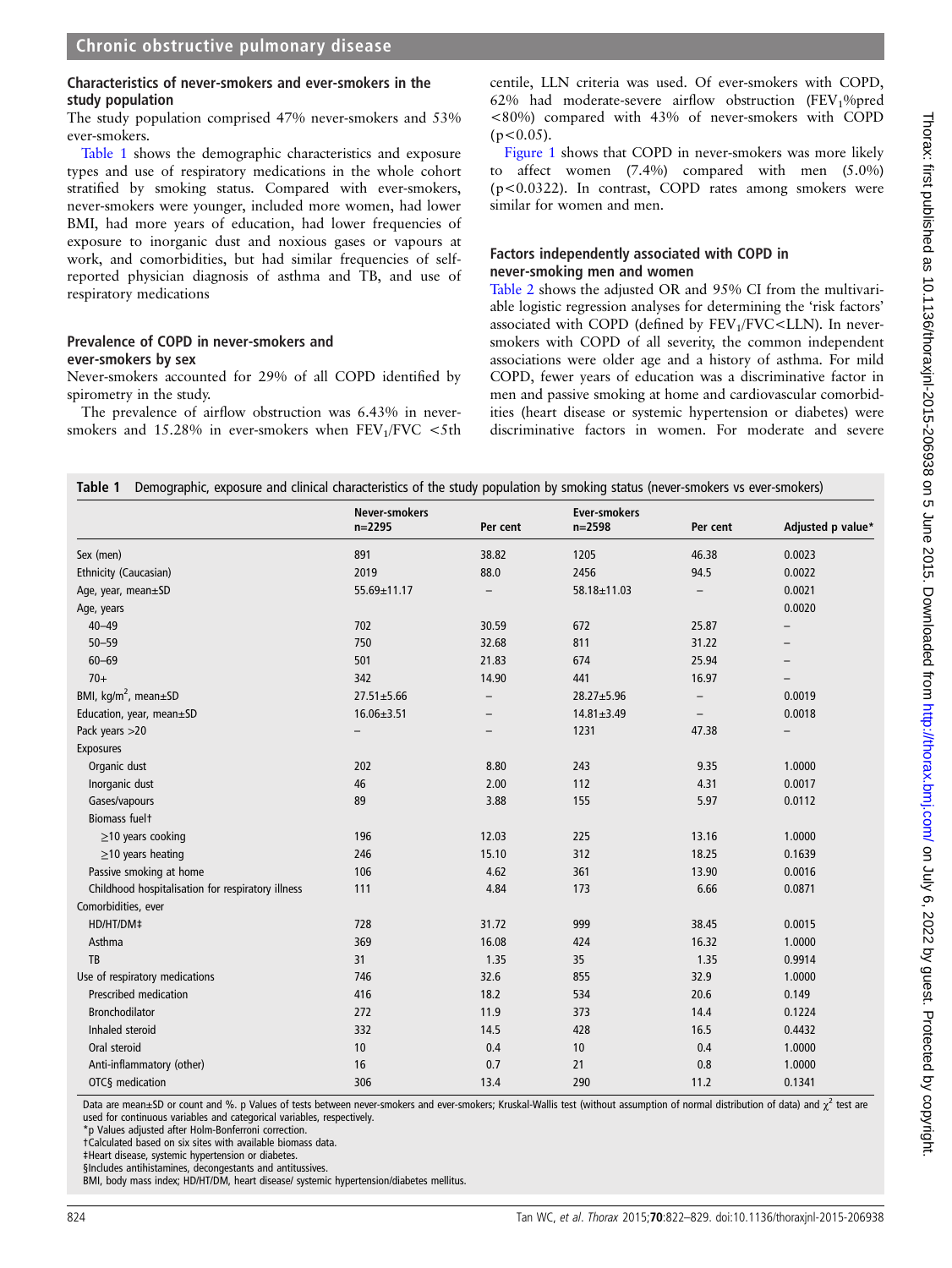### Characteristics of never-smokers and ever-smokers in the study population

The study population comprised 47% never-smokers and 53% ever-smokers.

Table 1 shows the demographic characteristics and exposure types and use of respiratory medications in the whole cohort stratified by smoking status. Compared with ever-smokers, never-smokers were younger, included more women, had lower BMI, had more years of education, had lower frequencies of exposure to inorganic dust and noxious gases or vapours at work, and comorbidities, but had similar frequencies of self-reported physician diagnosis of asthma and TB, and use of respiratory medications

### Prevalence of COPD in never-smokers and ever-smokers by sex

Never-smokers accounted for 29% of all COPD identified by spirometry in the study.

The prevalence of airflow obstruction was 6.43% in never-smokers and 15.28% in ever-smokers when $FEV_1/FVC$ <5th centile, LLN criteria was used. Of ever-smokers with COPD, 62% had moderate-severe airflow obstruction ($FEV_1$%pred <80%) compared with 43% of never-smokers with COPD ($p<0.05$).

Figure 1 shows that COPD in never-smokers was more likely to affect women (7.4%) compared with men (5.0%) ($p<0.0322$). In contrast, COPD rates among smokers were similar for women and men.

### Factors independently associated with COPD in never-smoking men and women

Table 2 shows the adjusted OR and 95% CI from the multivariable logistic regression analyses for determining the 'risk factors' associated with COPD (defined by $FEV_1/FVC$<LLN). In never-smokers with COPD of all severity, the common independent associations were older age and a history of asthma. For mild COPD, fewer years of education was a discriminative factor in men and passive smoking at home and cardiovascular comorbidities (heart disease or systemic hypertension or diabetes) were discriminative factors in women. For moderate and severe

**Table 1** Demographic, exposure and clinical characteristics of the study population by smoking status (never-smokers vs ever-smokers)

| | Never-smokers n=2295 | Per cent | Ever-smokers n=2598 | Per cent | Adjusted p value* |
|---|---|---|---|---|---|
| Sex (men) | 891 | 38.82 | 1205 | 46.38 | 0.0023 |
| Ethnicity (Caucasian) | 2019 | 88.0 | 2456 | 94.5 | 0.0022 |
| Age, year, mean±SD | 55.69±11.17 | – | 58.18±11.03 | – | 0.0021 |
| Age, years | | | | | 0.0020 |
| 40–49 | 702 | 30.59 | 672 | 25.87 | – |
| 50–59 | 750 | 32.68 | 811 | 31.22 | – |
| 60–69 | 501 | 21.83 | 674 | 25.94 | – |
| 70+ | 342 | 14.90 | 441 | 16.97 | – |
| BMI, kg/m$^2$, mean±SD | 27.51±5.66 | – | 28.27±5.96 | – | 0.0019 |
| Education, year, mean±SD | 16.06±3.51 | – | 14.81±3.49 | – | 0.0018 |
| Pack years >20 | – | – | 1231 | 47.38 | – |
| Exposures | | | | | |
| Organic dust | 202 | 8.80 | 243 | 9.35 | 1.0000 |
| Inorganic dust | 46 | 2.00 | 112 | 4.31 | 0.0017 |
| Gases/vapours | 89 | 3.88 | 155 | 5.97 | 0.0112 |
| Biomass fuel† | | | | | |
| ≥10 years cooking | 196 | 12.03 | 225 | 13.16 | 1.0000 |
| ≥10 years heating | 246 | 15.10 | 312 | 18.25 | 0.1639 |
| Passive smoking at home | 106 | 4.62 | 361 | 13.90 | 0.0016 |
| Childhood hospitalisation for respiratory illness | 111 | 4.84 | 173 | 6.66 | 0.0871 |
| Comorbidities, ever | | | | | |
| HD/HT/DM‡ | 728 | 31.72 | 999 | 38.45 | 0.0015 |
| Asthma | 369 | 16.08 | 424 | 16.32 | 1.0000 |
| TB | 31 | 1.35 | 35 | 1.35 | 0.9914 |
| Use of respiratory medications | 746 | 32.6 | 855 | 32.9 | 1.0000 |
| Prescribed medication | 416 | 18.2 | 534 | 20.6 | 0.149 |
| Bronchodilator | 272 | 11.9 | 373 | 14.4 | 0.1224 |
| Inhaled steroid | 332 | 14.5 | 428 | 16.5 | 0.4432 |
| Oral steroid | 10 | 0.4 | 10 | 0.4 | 1.0000 |
| Anti-inflammatory (other) | 16 | 0.7 | 21 | 0.8 | 1.0000 |
| OTC§ medication | 306 | 13.4 | 290 | 11.2 | 0.1341 |

Data are mean±SD or count and %. p Values of tests between never-smokers and ever-smokers; Kruskal-Wallis test (without assumption of normal distribution of data) and $\chi^2$ test are used for continuous variables and categorical variables, respectively.
*p Values adjusted after Holm-Bonferroni correction.
†Calculated based on six sites with available biomass data.
‡Heart disease, systemic hypertension or diabetes.
§Includes antihistamines, decongestants and antitussives.
BMI, body mass index; HD/HT/DM, heart disease/ systemic hypertension/diabetes mellitus.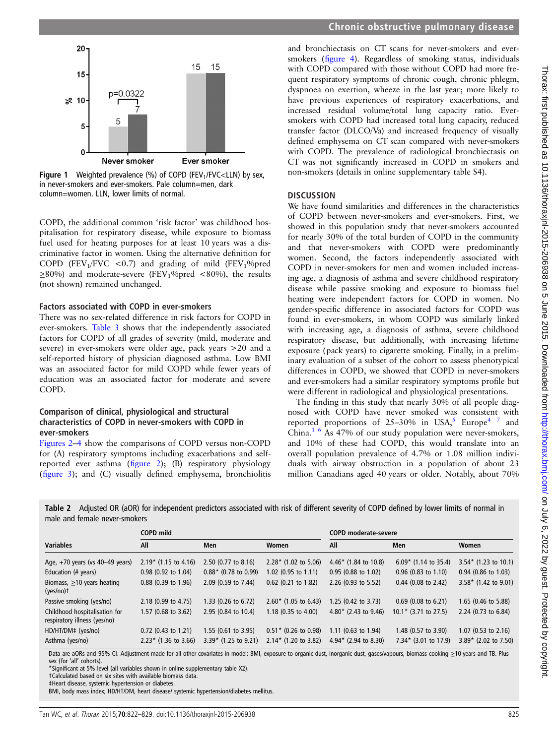Figure 1 Weighted prevalence (%) of COPD ($FEV_1/FVC$<LLN) by sex, in never-smokers and ever-smokers. Pale column=men, dark column=women. LLN, lower limits of normal.

COPD, the additional common 'risk factor' was childhood hospitalisation for respiratory disease, while exposure to biomass fuel used for heating purposes for at least 10 years was a discriminative factor in women. Using the alternative definition for COPD ($FEV_1/FVC$ <0.7) and grading of mild ($FEV_1$%pred ≥80%) and moderate-severe ($FEV_1$%pred <80%), the results (not shown) remained unchanged.

### Factors associated with COPD in ever-smokers

There was no sex-related difference in risk factors for COPD in ever-smokers. Table 3 shows that the independently associated factors for COPD of all grades of severity (mild, moderate and severe) in ever-smokers were older age, pack years >20 and a self-reported history of physician diagnosed asthma. Low BMI was an associated factor for mild COPD while fewer years of education was an associated factor for moderate and severe COPD.

### Comparison of clinical, physiological and structural characteristics of COPD in never-smokers with COPD in ever-smokers

Figures 2–4 show the comparisons of COPD versus non-COPD for (A) respiratory symptoms including exacerbations and self-reported ever asthma (figure 2); (B) respiratory physiology (figure 3); and (C) visually defined emphysema, bronchiolitis and bronchiectasis on CT scans for never-smokers and ever-smokers (figure 4). Regardless of smoking status, individuals with COPD compared with those without COPD had more frequent respiratory symptoms of chronic cough, chronic phlegm, dyspnoea on exertion, wheeze in the last year; more likely to have previous experiences of respiratory exacerbations, and increased residual volume/total lung capacity ratio. Ever-smokers with COPD had increased total lung capacity, reduced transfer factor (DLCO/Va) and increased frequency of visually defined emphysema on CT scan compared with never-smokers with COPD. The prevalence of radiological bronchiectasis on CT was not significantly increased in COPD in smokers and non-smokers (details in online supplementary table S4).

## DISCUSSION

We have found similarities and differences in the characteristics of COPD between never-smokers and ever-smokers. First, we showed in this population study that never-smokers accounted for nearly 30% of the total burden of COPD in the community and that never-smokers with COPD were predominantly women. Second, the factors independently associated with COPD in never-smokers for men and women included increasing age, a diagnosis of asthma and severe childhood respiratory disease while passive smoking and exposure to biomass fuel heating were independent factors for COPD in women. No gender-specific difference in associated factors for COPD was found in ever-smokers, in whom COPD was similarly linked with increasing age, a diagnosis of asthma, severe childhood respiratory disease, but additionally, with increasing lifetime exposure (pack years) to cigarette smoking. Finally, in a preliminary evaluation of a subset of the cohort to assess phenotypical differences in COPD, we showed that COPD in never-smokers and ever-smokers had a similar respiratory symptoms profile but were different in radiological and physiological presentations.

The finding in this study that nearly 30% of all people diagnosed with COPD have never smoked was consistent with reported proportions of 25–30% in USA,[5] Europe[4 7] and China.[1 6] As 47% of our study population were never-smokers, and 10% of these had COPD, this would translate into an overall population prevalence of 4.7% or 1.08 million individuals with airway obstruction in a population of about 23 million Canadians aged 40 years or older. Notably, about 70%

Table 2 Adjusted OR (aOR) for independent predictors associated with risk of different severity of COPD defined by lower limits of normal in male and female never-smokers

| Variables | COPD mild | | | COPD moderate-severe | | |
|---|---|---|---|---|---|---|
| | All | Men | Women | All | Men | Women |
| Age, +70 years (vs 40–49 years) | 2.19* (1.15 to 4.16) | 2.50 (0.77 to 8.16) | 2.28* (1.02 to 5.06) | 4.46* (1.84 to 10.8) | 6.09* (1.14 to 35.4) | 3.54* (1.23 to 10.1) |
| Education (# years) | 0.98 (0.92 to 1.04) | 0.88* (0.78 to 0.99) | 1.02 (0.95 to 1.11) | 0.95 (0.88 to 1.02) | 0.96 (0.83 to 1.10) | 0.94 (0.86 to 1.03) |
| Biomass, ≥10 years heating (yes/no)† | 0.88 (0.39 to 1.96) | 2.09 (0.59 to 7.44) | 0.62 (0.21 to 1.82) | 2.26 (0.93 to 5.52) | 0.44 (0.08 to 2.42) | 3.58* (1.42 to 9.01) |
| Passive smoking (yes/no) | 2.18 (0.99 to 4.75) | 1.33 (0.26 to 6.72) | 2.60* (1.05 to 6.43) | 1.25 (0.42 to 3.73) | 0.69 (0.08 to 6.21) | 1.65 (0.46 to 5.88) |
| Childhood hospitalisation for respiratory illness (yes/no) | 1.57 (0.68 to 3.62) | 2.95 (0.84 to 10.4) | 1.18 (0.35 to 4.00) | 4.80* (2.43 to 9.46) | 10.1* (3.71 to 27.5) | 2.24 (0.73 to 6.84) |
| HD/HT/DM‡ (yes/no) | 0.72 (0.43 to 1.21) | 1.55 (0.61 to 3.95) | 0.51* (0.26 to 0.98) | 1.11 (0.63 to 1.94) | 1.48 (0.57 to 3.90) | 1.07 (0.53 to 2.16) |
| Asthma (yes/no) | 2.23* (1.36 to 3.66) | 3.39* (1.25 to 9.21) | 2.14* (1.20 to 3.82) | 4.94* (2.94 to 8.30) | 7.34* (3.01 to 17.9) | 3.89* (2.02 to 7.50) |

Data are aORs and 95% CI. Adjustment made for all other covariates in model: BMI, exposure to organic dust, inorganic dust, gases/vapours, biomass cooking ≥10 years and TB. Plus sex (for 'all' cohorts).
*Significant at 5% level (all variables shown in online supplementary table X2).
†Calculated based on six sites with available biomass data.
‡Heart disease, systemic hypertension or diabetes.
BMI, body mass index; HD/HT/DM, heart disease/ systemic hypertension/diabetes mellitus.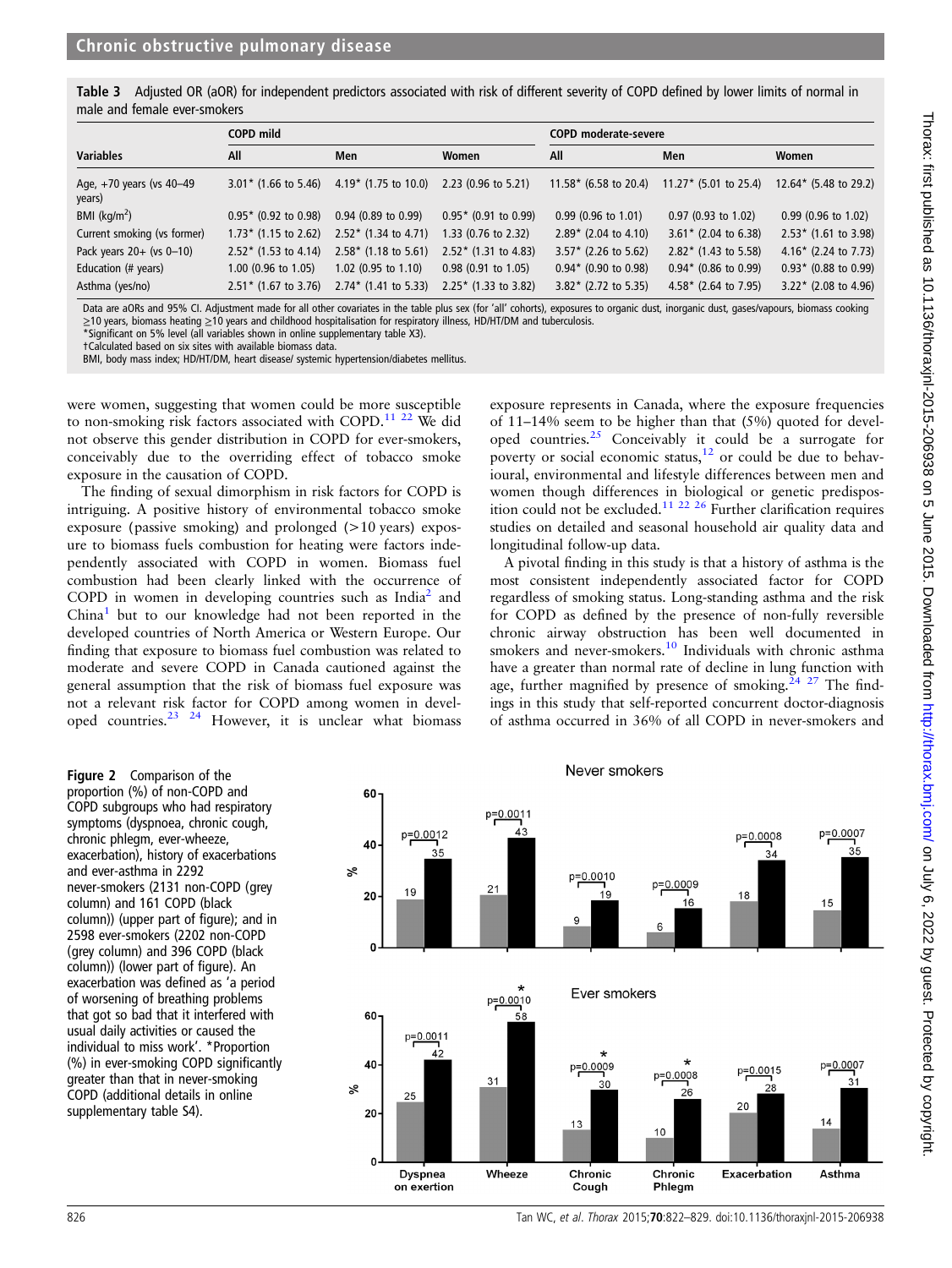**Table 3** Adjusted OR (aOR) for independent predictors associated with risk of different severity of COPD defined by lower limits of normal in male and female ever-smokers

| Variables | COPD mild | | | COPD moderate-severe | | |
|---|---|---|---|---|---|---|
| | All | Men | Women | All | Men | Women |
| Age, +70 years (vs 40–49 years) | 3.01* (1.66 to 5.46) | 4.19* (1.75 to 10.0) | 2.23 (0.96 to 5.21) | 11.58* (6.58 to 20.4) | 11.27* (5.01 to 25.4) | 12.64* (5.48 to 29.2) |
| BMI (kg/m$^2$) | 0.95* (0.92 to 0.98) | 0.94 (0.89 to 0.99) | 0.95* (0.91 to 0.99) | 0.99 (0.96 to 1.01) | 0.97 (0.93 to 1.02) | 0.99 (0.96 to 1.02) |
| Current smoking (vs former) | 1.73* (1.15 to 2.62) | 2.52* (1.34 to 4.71) | 1.33 (0.76 to 2.32) | 2.89* (2.04 to 4.10) | 3.61* (2.04 to 6.38) | 2.53* (1.61 to 3.98) |
| Pack years 20+ (vs 0–10) | 2.52* (1.53 to 4.14) | 2.58* (1.18 to 5.61) | 2.52* (1.31 to 4.83) | 3.57* (2.26 to 5.62) | 2.82* (1.43 to 5.58) | 4.16* (2.24 to 7.73) |
| Education (# years) | 1.00 (0.96 to 1.05) | 1.02 (0.95 to 1.10) | 0.98 (0.91 to 1.05) | 0.94* (0.90 to 0.98) | 0.94* (0.86 to 0.99) | 0.93* (0.88 to 0.99) |
| Asthma (yes/no) | 2.51* (1.67 to 3.76) | 2.74* (1.41 to 5.33) | 2.25* (1.33 to 3.82) | 3.82* (2.72 to 5.35) | 4.58* (2.64 to 7.95) | 3.22* (2.08 to 4.96) |

Data are aORs and 95% CI. Adjustment made for all other covariates in the table plus sex (for 'all' cohorts), exposures to organic dust, inorganic dust, gases/vapours, biomass cooking ≥10 years, biomass heating ≥10 years and childhood hospitalisation for respiratory illness, HD/HT/DM and tuberculosis.
*Significant on 5% level (all variables shown in online supplementary table X3).
†Calculated based on six sites with available biomass data.
BMI, body mass index; HD/HT/DM, heart disease/ systemic hypertension/diabetes mellitus.

were women, suggesting that women could be more susceptible to non-smoking risk factors associated with COPD.[11 22] We did not observe this gender distribution in COPD for ever-smokers, conceivably due to the overriding effect of tobacco smoke exposure in the causation of COPD.

The finding of sexual dimorphism in risk factors for COPD is intriguing. A positive history of environmental tobacco smoke exposure (passive smoking) and prolonged (>10 years) exposure to biomass fuels combustion for heating were factors independently associated with COPD in women. Biomass fuel combustion had been clearly linked with the occurrence of COPD in women in developing countries such as India[2] and China[1] but to our knowledge had not been reported in the developed countries of North America or Western Europe. Our finding that exposure to biomass fuel combustion was related to moderate and severe COPD in Canada cautioned against the general assumption that the risk of biomass fuel exposure was not a relevant risk factor for COPD among women in developed countries.[23 24] However, it is unclear what biomass exposure represents in Canada, where the exposure frequencies of 11–14% seem to be higher than that (5%) quoted for developed countries.[25] Conceivably it could be a surrogate for poverty or social economic status,[12] or could be due to behavioural, environmental and lifestyle differences between men and women though differences in biological or genetic predisposition could not be excluded.[11 22 26] Further clarification requires studies on detailed and seasonal household air quality data and longitudinal follow-up data.

A pivotal finding in this study is that a history of asthma is the most consistent independently associated factor for COPD regardless of smoking status. Long-standing asthma and the risk for COPD as defined by the presence of non-fully reversible chronic airway obstruction has been well documented in smokers and never-smokers.[10] Individuals with chronic asthma have a greater than normal rate of decline in lung function with age, further magnified by presence of smoking.[24 27] The findings in this study that self-reported concurrent doctor-diagnosis of asthma occurred in 36% of all COPD in never-smokers and

**Figure 2** Comparison of the proportion (%) of non-COPD and COPD subgroups who had respiratory symptoms (dyspnoea, chronic cough, chronic phlegm, ever-wheeze, exacerbation), history of exacerbations and ever-asthma in 2292 never-smokers (2131 non-COPD (grey column) and 161 COPD (black column)) (upper part of figure); and in 2598 ever-smokers (2202 non-COPD (grey column) and 396 COPD (black column)) (lower part of figure). An exacerbation was defined as 'a period of worsening of breathing problems that got so bad that it interfered with usual daily activities or caused the individual to miss work'. *Proportion (%) in ever-smoking COPD significantly greater than that in never-smoking COPD (additional details in online supplementary table S4).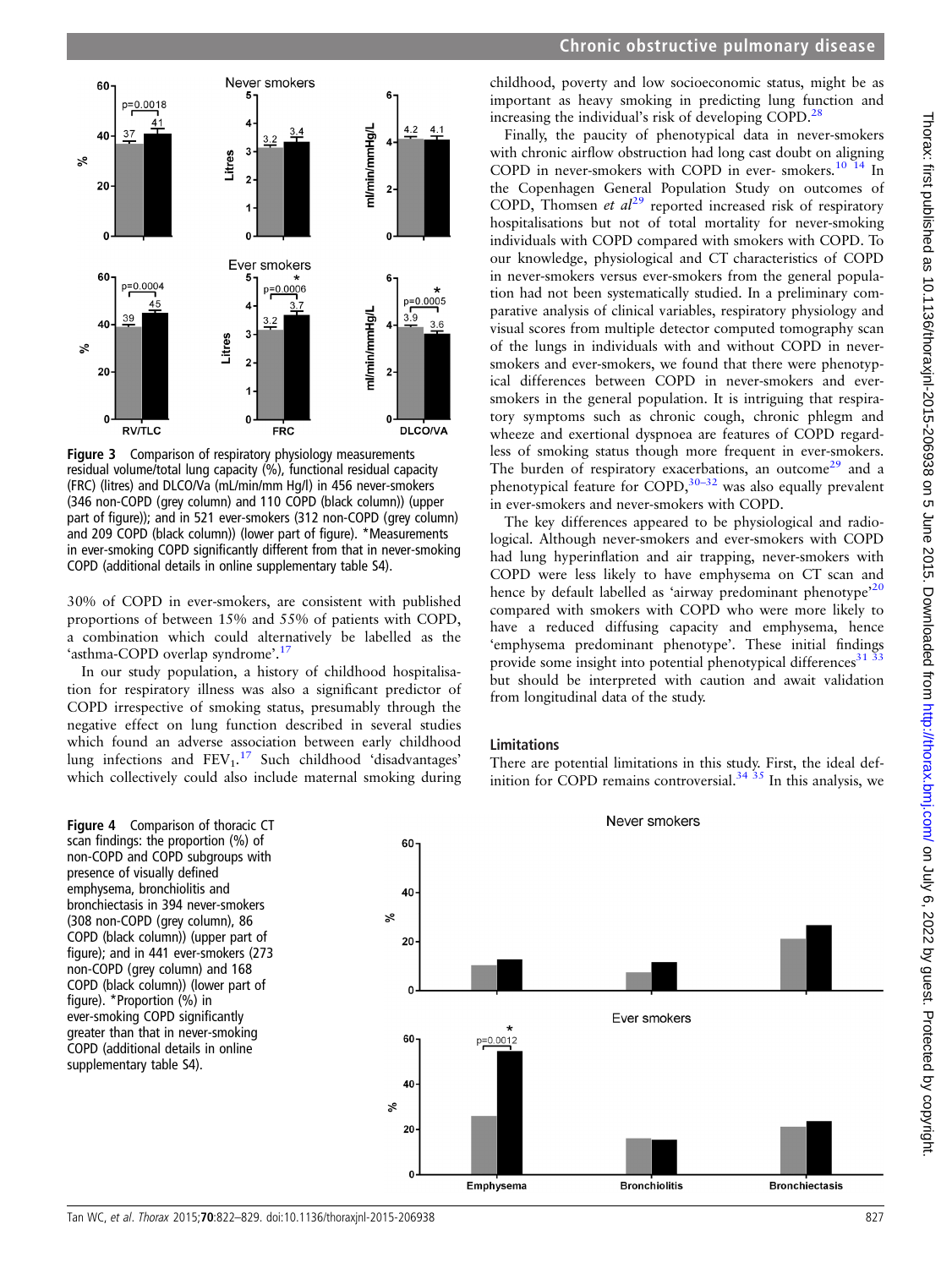Figure 3 Comparison of respiratory physiology measurements residual volume/total lung capacity (%), functional residual capacity (FRC) (litres) and DLCO/Va (mL/min/mm Hg/l) in 456 never-smokers (346 non-COPD (grey column) and 110 COPD (black column)) (upper part of figure)); and in 521 ever-smokers (312 non-COPD (grey column) and 209 COPD (black column)) (lower part of figure). *Measurements in ever-smoking COPD significantly different from that in never-smoking COPD (additional details in online supplementary table S4).

30% of COPD in ever-smokers, are consistent with published proportions of between 15% and 55% of patients with COPD, a combination which could alternatively be labelled as the 'asthma-COPD overlap syndrome'.[17]

In our study population, a history of childhood hospitalisation for respiratory illness was also a significant predictor of COPD irrespective of smoking status, presumably through the negative effect on lung function described in several studies which found an adverse association between early childhood lung infections and $FEV_1$.[17] Such childhood 'disadvantages' which collectively could also include maternal smoking during childhood, poverty and low socioeconomic status, might be as important as heavy smoking in predicting lung function and increasing the individual's risk of developing COPD.[28]

Finally, the paucity of phenotypical data in never-smokers with chronic airflow obstruction had long cast doubt on aligning COPD in never-smokers with COPD in ever- smokers.[10 14] In the Copenhagen General Population Study on outcomes of COPD, Thomsen *et al*[29] reported increased risk of respiratory hospitalisations but not of total mortality for never-smoking individuals with COPD compared with smokers with COPD. To our knowledge, physiological and CT characteristics of COPD in never-smokers versus ever-smokers from the general population had not been systematically studied. In a preliminary comparative analysis of clinical variables, respiratory physiology and visual scores from multiple detector computed tomography scan of the lungs in individuals with and without COPD in never-smokers and ever-smokers, we found that there were phenotypical differences between COPD in never-smokers and ever-smokers in the general population. It is intriguing that respiratory symptoms such as chronic cough, chronic phlegm and wheeze and exertional dyspnoea are features of COPD regardless of smoking status though more frequent in ever-smokers. The burden of respiratory exacerbations, an outcome[29] and a phenotypical feature for COPD,[30–32] was also equally prevalent in ever-smokers and never-smokers with COPD.

The key differences appeared to be physiological and radiological. Although never-smokers and ever-smokers with COPD had lung hyperinflation and air trapping, never-smokers with COPD were less likely to have emphysema on CT scan and hence by default labelled as 'airway predominant phenotype'[20] compared with smokers with COPD who were more likely to have a reduced diffusing capacity and emphysema, hence 'emphysema predominant phenotype'. These initial findings provide some insight into potential phenotypical differences[31 33] but should be interpreted with caution and await validation from longitudinal data of the study.

## Limitations

There are potential limitations in this study. First, the ideal definition for COPD remains controversial.[34 35] In this analysis, we

Figure 4 Comparison of thoracic CT scan findings: the proportion (%) of non-COPD and COPD subgroups with presence of visually defined emphysema, bronchiolitis and bronchiectasis in 394 never-smokers (308 non-COPD (grey column), 86 COPD (black column)) (upper part of figure); and in 441 ever-smokers (273 non-COPD (grey column) and 168 COPD (black column)) (lower part of figure). *Proportion (%) in ever-smoking COPD significantly greater than that in never-smoking COPD (additional details in online supplementary table S4).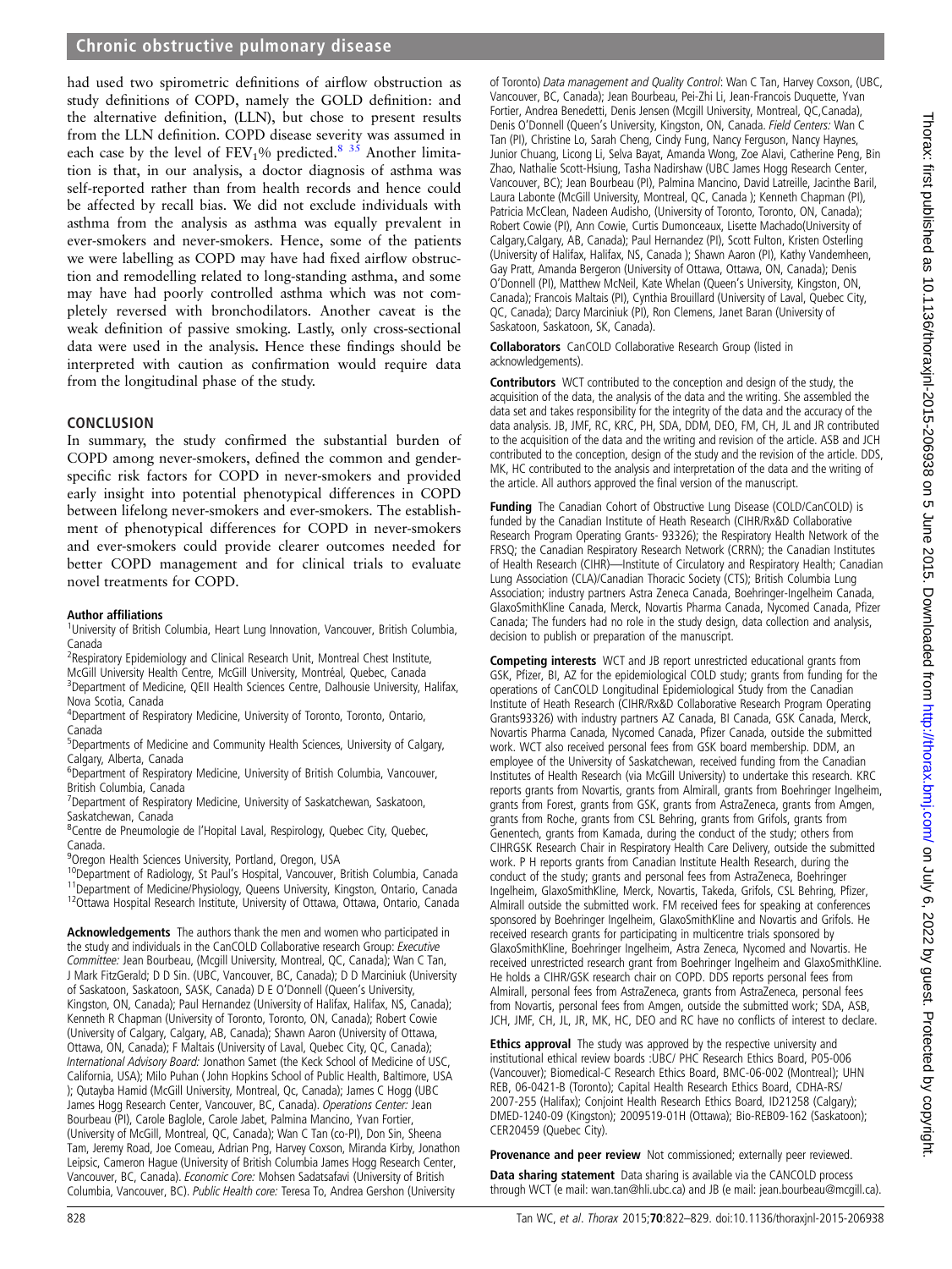had used two spirometric definitions of airflow obstruction as study definitions of COPD, namely the GOLD definition: and the alternative definition, (LLN), but chose to present results from the LLN definition. COPD disease severity was assumed in each case by the level of $FEV_1$% predicted.[8 35] Another limitation is that, in our analysis, a doctor diagnosis of asthma was self-reported rather than from health records and hence could be affected by recall bias. We did not exclude individuals with asthma from the analysis as asthma was equally prevalent in ever-smokers and never-smokers. Hence, some of the patients we were labelling as COPD may have had fixed airflow obstruction and remodelling related to long-standing asthma, and some may have had poorly controlled asthma which was not completely reversed with bronchodilators. Another caveat is the weak definition of passive smoking. Lastly, only cross-sectional data were used in the analysis. Hence these findings should be interpreted with caution as confirmation would require data from the longitudinal phase of the study.

## CONCLUSION

In summary, the study confirmed the substantial burden of COPD among never-smokers, defined the common and gender-specific risk factors for COPD in never-smokers and provided early insight into potential phenotypical differences in COPD between lifelong never-smokers and ever-smokers. The establishment of phenotypical differences for COPD in never-smokers and ever-smokers could provide clearer outcomes needed for better COPD management and for clinical trials to evaluate novel treatments for COPD.

**Author affiliations**

[1]University of British Columbia, Heart Lung Innovation, Vancouver, British Columbia, Canada
[2]Respiratory Epidemiology and Clinical Research Unit, Montreal Chest Institute, McGill University Health Centre, McGill University, Montréal, Quebec, Canada
[3]Department of Medicine, QEII Health Sciences Centre, Dalhousie University, Halifax, Nova Scotia, Canada
[4]Department of Respiratory Medicine, University of Toronto, Toronto, Ontario, Canada
[5]Departments of Medicine and Community Health Sciences, University of Calgary, Calgary, Alberta, Canada
[6]Department of Respiratory Medicine, University of British Columbia, Vancouver, British Columbia, Canada
[7]Department of Respiratory Medicine, University of Saskatchewan, Saskatoon, Saskatchewan, Canada
[8]Centre de Pneumologie de l'Hopital Laval, Respirology, Quebec City, Quebec, Canada.
[9]Oregon Health Sciences University, Portland, Oregon, USA
[10]Department of Radiology, St Paul's Hospital, Vancouver, British Columbia, Canada
[11]Department of Medicine/Physiology, Queens University, Kingston, Ontario, Canada
[12]Ottawa Hospital Research Institute, University of Ottawa, Ottawa, Ontario, Canada

**Acknowledgements** The authors thank the men and women who participated in the study and individuals in the CanCOLD Collaborative research Group: *Executive Committee:* Jean Bourbeau, (Mcgill University, Montreal, QC, Canada); Wan C Tan, J Mark FitzGerald; D D Sin. (UBC, Vancouver, BC, Canada); D D Marciniuk (University of Saskatoon, Saskatoon, SASK, Canada) D E O'Donnell (Queen's University, Kingston, ON, Canada); Paul Hernandez (University of Halifax, Halifax, NS, Canada); Kenneth R Chapman (University of Toronto, Toronto, ON, Canada); Robert Cowie (University of Calgary, Calgary, AB, Canada); Shawn Aaron (University of Ottawa, Ottawa, ON, Canada); F Maltais (University of Laval, Quebec City, QC, Canada); *International Advisory Board:* Jonathon Samet (the Keck School of Medicine of USC, California, USA); Milo Puhan ( John Hopkins School of Public Health, Baltimore, USA ); Qutayba Hamid (McGill University, Montreal, Qc, Canada); James C Hogg (UBC James Hogg Research Center, Vancouver, BC, Canada). *Operations Center:* Jean Bourbeau (PI), Carole Baglole, Carole Jabet, Palmina Mancino, Yvan Fortier, (University of McGill, Montreal, QC, Canada); Wan C Tan (co-PI), Don Sin, Sheena Tam, Jeremy Road, Joe Comeau, Adrian Png, Harvey Coxson, Miranda Kirby, Jonathon Leipsic, Cameron Hague (University of British Columbia James Hogg Research Center, Vancouver, BC, Canada). *Economic Core:* Mohsen Sadatsafavi (University of British Columbia, Vancouver, BC). *Public Health core:* Teresa To, Andrea Gershon (University of Toronto) *Data management and Quality Control*: Wan C Tan, Harvey Coxson, (UBC, Vancouver, BC, Canada); Jean Bourbeau, Pei-Zhi Li, Jean-Francois Duquette, Yvan Fortier, Andrea Benedetti, Denis Jensen (Mcgill University, Montreal, QC,Canada), Denis O'Donnell (Queen's University, Kingston, ON, Canada. *Field Centers:* Wan C Tan (PI), Christine Lo, Sarah Cheng, Cindy Fung, Nancy Ferguson, Nancy Haynes, Junior Chuang, Licong Li, Selva Bayat, Amanda Wong, Zoe Alavi, Catherine Peng, Bin Zhao, Nathalie Scott-Hsiung, Tasha Nadirshaw (UBC James Hogg Research Center, Vancouver, BC); Jean Bourbeau (PI), Palmina Mancino, David Latreille, Jacinthe Baril, Laura Labonte (McGill University, Montreal, QC, Canada ); Kenneth Chapman (PI), Patricia McClean, Nadeen Audisho, (University of Toronto, Toronto, ON, Canada); Robert Cowie (PI), Ann Cowie, Curtis Dumonceaux, Lisette Machado(University of Calgary,Calgary, AB, Canada); Paul Hernandez (PI), Scott Fulton, Kristen Osterling (University of Halifax, Halifax, NS, Canada ); Shawn Aaron (PI), Kathy Vandemheen, Gay Pratt, Amanda Bergeron (University of Ottawa, Ottawa, ON, Canada); Denis O'Donnell (PI), Matthew McNeil, Kate Whelan (Queen's University, Kingston, ON, Canada); Francois Maltais (PI), Cynthia Brouillard (University of Laval, Quebec City, QC, Canada); Darcy Marciniuk (PI), Ron Clemens, Janet Baran (University of Saskatoon, Saskatoon, SK, Canada).

**Collaborators** CanCOLD Collaborative Research Group (listed in acknowledgements).

**Contributors** WCT contributed to the conception and design of the study, the acquisition of the data, the analysis of the data and the writing. She assembled the data set and takes responsibility for the integrity of the data and the accuracy of the data analysis. JB, JMF, RC, KRC, PH, SDA, DDM, DEO, FM, CH, JL and JR contributed to the acquisition of the data and the writing and revision of the article. ASB and JCH contributed to the conception, design of the study and the revision of the article. DDS, MK, HC contributed to the analysis and interpretation of the data and the writing of the article. All authors approved the final version of the manuscript.

**Funding** The Canadian Cohort of Obstructive Lung Disease (COLD/CanCOLD) is funded by the Canadian Institute of Heath Research (CIHR/Rx&D Collaborative Research Program Operating Grants- 93326); the Respiratory Health Network of the FRSQ; the Canadian Respiratory Research Network (CRRN); the Canadian Institutes of Health Research (CIHR)—Institute of Circulatory and Respiratory Health; Canadian Lung Association (CLA)/Canadian Thoracic Society (CTS); British Columbia Lung Association; industry partners Astra Zeneca Canada, Boehringer-Ingelheim Canada, GlaxoSmithKline Canada, Merck, Novartis Pharma Canada, Nycomed Canada, Pfizer Canada; The funders had no role in the study design, data collection and analysis, decision to publish or preparation of the manuscript.

**Competing interests** WCT and JB report unrestricted educational grants from GSK, Pfizer, BI, AZ for the epidemiological COLD study; grants from funding for the operations of CanCOLD Longitudinal Epidemiological Study from the Canadian Institute of Heath Research (CIHR/Rx&D Collaborative Research Program Operating Grants93326) with industry partners AZ Canada, BI Canada, GSK Canada, Merck, Novartis Pharma Canada, Nycomed Canada, Pfizer Canada, outside the submitted work. WCT also received personal fees from GSK board membership. DDM, an employee of the University of Saskatchewan, received funding from the Canadian Institutes of Health Research (via McGill University) to undertake this research. KRC reports grants from Novartis, grants from Almirall, grants from Boehringer Ingelheim, grants from Forest, grants from GSK, grants from AstraZeneca, grants from Amgen, grants from Roche, grants from CSL Behring, grants from Grifols, grants from Genentech, grants from Kamada, during the conduct of the study; others from CIHRGSK Research Chair in Respiratory Health Care Delivery, outside the submitted work. P H reports grants from Canadian Institute Health Research, during the conduct of the study; grants and personal fees from AstraZeneca, Boehringer Ingelheim, GlaxoSmithKline, Merck, Novartis, Takeda, Grifols, CSL Behring, Pfizer, Almirall outside the submitted work. FM received fees for speaking at conferences sponsored by Boehringer Ingelheim, GlaxoSmithKline and Novartis and Grifols. He received research grants for participating in multicentre trials sponsored by GlaxoSmithKline, Boehringer Ingelheim, Astra Zeneca, Nycomed and Novartis. He received unrestricted research grant from Boehringer Ingelheim and GlaxoSmithKline. He holds a CIHR/GSK research chair on COPD. DDS reports personal fees from Almirall, personal fees from AstraZeneca, grants from AstraZeneca, personal fees from Novartis, personal fees from Amgen, outside the submitted work; SDA, ASB, JCH, JMF, CH, JL, JR, MK, HC, DEO and RC have no conflicts of interest to declare.

**Ethics approval** The study was approved by the respective university and institutional ethical review boards :UBC/ PHC Research Ethics Board, P05-006 (Vancouver); Biomedical-C Research Ethics Board, BMC-06-002 (Montreal); UHN REB, 06-0421-B (Toronto); Capital Health Research Ethics Board, CDHA-RS/ 2007-255 (Halifax); Conjoint Health Research Ethics Board, ID21258 (Calgary); DMED-1240-09 (Kingston); 2009519-01H (Ottawa); Bio-REB09-162 (Saskatoon); CER20459 (Quebec City).

**Provenance and peer review** Not commissioned; externally peer reviewed.

**Data sharing statement** Data sharing is available via the CANCOLD process through WCT (e mail: wan.tan@hli.ubc.ca) and JB (e mail: jean.bourbeau@mcgill.ca).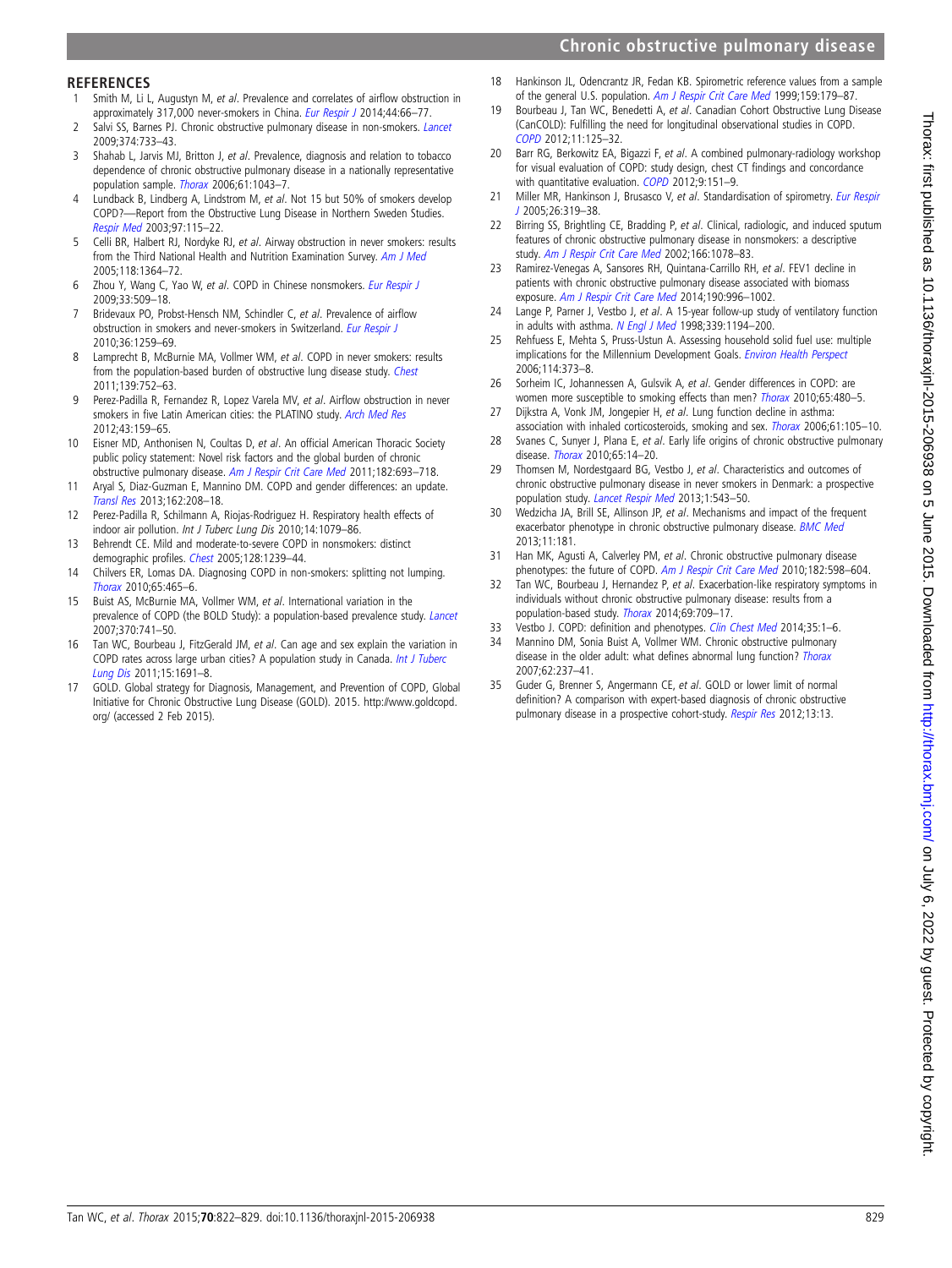## REFERENCES

1. Smith M, Li L, Augustyn M, *et al*. Prevalence and correlates of airflow obstruction in approximately 317,000 never-smokers in China. *Eur Respir J* 2014;44:66–77.
2. Salvi SS, Barnes PJ. Chronic obstructive pulmonary disease in non-smokers. *Lancet* 2009;374:733–43.
3. Shahab L, Jarvis MJ, Britton J, *et al*. Prevalence, diagnosis and relation to tobacco dependence of chronic obstructive pulmonary disease in a nationally representative population sample. *Thorax* 2006;61:1043–7.
4. Lundback B, Lindberg A, Lindstrom M, *et al*. Not 15 but 50% of smokers develop COPD?—Report from the Obstructive Lung Disease in Northern Sweden Studies. *Respir Med* 2003;97:115–22.
5. Celli BR, Halbert RJ, Nordyke RJ, *et al*. Airway obstruction in never smokers: results from the Third National Health and Nutrition Examination Survey. *Am J Med* 2005;118:1364–72.
6. Zhou Y, Wang C, Yao W, *et al*. COPD in Chinese nonsmokers. *Eur Respir J* 2009;33:509–18.
7. Bridevaux PO, Probst-Hensch NM, Schindler C, *et al*. Prevalence of airflow obstruction in smokers and never-smokers in Switzerland. *Eur Respir J* 2010;36:1259–69.
8. Lamprecht B, McBurnie MA, Vollmer WM, *et al*. COPD in never smokers: results from the population-based burden of obstructive lung disease study. *Chest* 2011;139:752–63.
9. Perez-Padilla R, Fernandez R, Lopez Varela MV, *et al*. Airflow obstruction in never smokers in five Latin American cities: the PLATINO study. *Arch Med Res* 2012;43:159–65.
10. Eisner MD, Anthonisen N, Coultas D, *et al*. An official American Thoracic Society public policy statement: Novel risk factors and the global burden of chronic obstructive pulmonary disease. *Am J Respir Crit Care Med* 2011;182:693–718.
11. Aryal S, Diaz-Guzman E, Mannino DM. COPD and gender differences: an update. *Transl Res* 2013;162:208–18.
12. Perez-Padilla R, Schilmann A, Riojas-Rodriguez H. Respiratory health effects of indoor air pollution. *Int J Tuberc Lung Dis* 2010;14:1079–86.
13. Behrendt CE. Mild and moderate-to-severe COPD in nonsmokers: distinct demographic profiles. *Chest* 2005;128:1239–44.
14. Chilvers ER, Lomas DA. Diagnosing COPD in non-smokers: splitting not lumping. *Thorax* 2010;65:465–6.
15. Buist AS, McBurnie MA, Vollmer WM, *et al*. International variation in the prevalence of COPD (the BOLD Study): a population-based prevalence study. *Lancet* 2007;370:741–50.
16. Tan WC, Bourbeau J, FitzGerald JM, *et al*. Can age and sex explain the variation in COPD rates across large urban cities? A population study in Canada. *Int J Tuberc Lung Dis* 2011;15:1691–8.
17. GOLD. Global strategy for Diagnosis, Management, and Prevention of COPD, Global Initiative for Chronic Obstructive Lung Disease (GOLD). 2015. http://www.goldcopd.org/ (accessed 2 Feb 2015).
18. Hankinson JL, Odencrantz JR, Fedan KB. Spirometric reference values from a sample of the general U.S. population. *Am J Respir Crit Care Med* 1999;159:179–87.
19. Bourbeau J, Tan WC, Benedetti A, *et al*. Canadian Cohort Obstructive Lung Disease (CanCOLD): Fulfilling the need for longitudinal observational studies in COPD. *COPD* 2012;11:125–32.
20. Barr RG, Berkowitz EA, Bigazzi F, *et al*. A combined pulmonary-radiology workshop for visual evaluation of COPD: study design, chest CT findings and concordance with quantitative evaluation. *COPD* 2012;9:151–9.
21. Miller MR, Hankinson J, Brusasco V, *et al*. Standardisation of spirometry. *Eur Respir J* 2005;26:319–38.
22. Birring SS, Brightling CE, Bradding P, *et al*. Clinical, radiologic, and induced sputum features of chronic obstructive pulmonary disease in nonsmokers: a descriptive study. *Am J Respir Crit Care Med* 2002;166:1078–83.
23. Ramirez-Venegas A, Sansores RH, Quintana-Carrillo RH, *et al*. FEV1 decline in patients with chronic obstructive pulmonary disease associated with biomass exposure. *Am J Respir Crit Care Med* 2014;190:996–1002.
24. Lange P, Parner J, Vestbo J, *et al*. A 15-year follow-up study of ventilatory function in adults with asthma. *N Engl J Med* 1998;339:1194–200.
25. Rehfuess E, Mehta S, Pruss-Ustun A. Assessing household solid fuel use: multiple implications for the Millennium Development Goals. *Environ Health Perspect* 2006;114:373–8.
26. Sorheim IC, Johannessen A, Gulsvik A, *et al*. Gender differences in COPD: are women more susceptible to smoking effects than men? *Thorax* 2010;65:480–5.
27. Dijkstra A, Vonk JM, Jongepier H, *et al*. Lung function decline in asthma: association with inhaled corticosteroids, smoking and sex. *Thorax* 2006;61:105–10.
28. Svanes C, Sunyer J, Plana E, *et al*. Early life origins of chronic obstructive pulmonary disease. *Thorax* 2010;65:14–20.
29. Thomsen M, Nordestgaard BG, Vestbo J, *et al*. Characteristics and outcomes of chronic obstructive pulmonary disease in never smokers in Denmark: a prospective population study. *Lancet Respir Med* 2013;1:543–50.
30. Wedzicha JA, Brill SE, Allinson JP, *et al*. Mechanisms and impact of the frequent exacerbator phenotype in chronic obstructive pulmonary disease. *BMC Med* 2013;11:181.
31. Han MK, Agusti A, Calverley PM, *et al*. Chronic obstructive pulmonary disease phenotypes: the future of COPD. *Am J Respir Crit Care Med* 2010;182:598–604.
32. Tan WC, Bourbeau J, Hernandez P, *et al*. Exacerbation-like respiratory symptoms in individuals without chronic obstructive pulmonary disease: results from a population-based study. *Thorax* 2014;69:709–17.
33. Vestbo J. COPD: definition and phenotypes. *Clin Chest Med* 2014;35:1–6.
34. Mannino DM, Sonia Buist A, Vollmer WM. Chronic obstructive pulmonary disease in the older adult: what defines abnormal lung function? *Thorax* 2007;62:237–41.
35. Guder G, Brenner S, Angermann CE, *et al*. GOLD or lower limit of normal definition? A comparison with expert-based diagnosis of chronic obstructive pulmonary disease in a prospective cohort-study. *Respir Res* 2012;13:13.